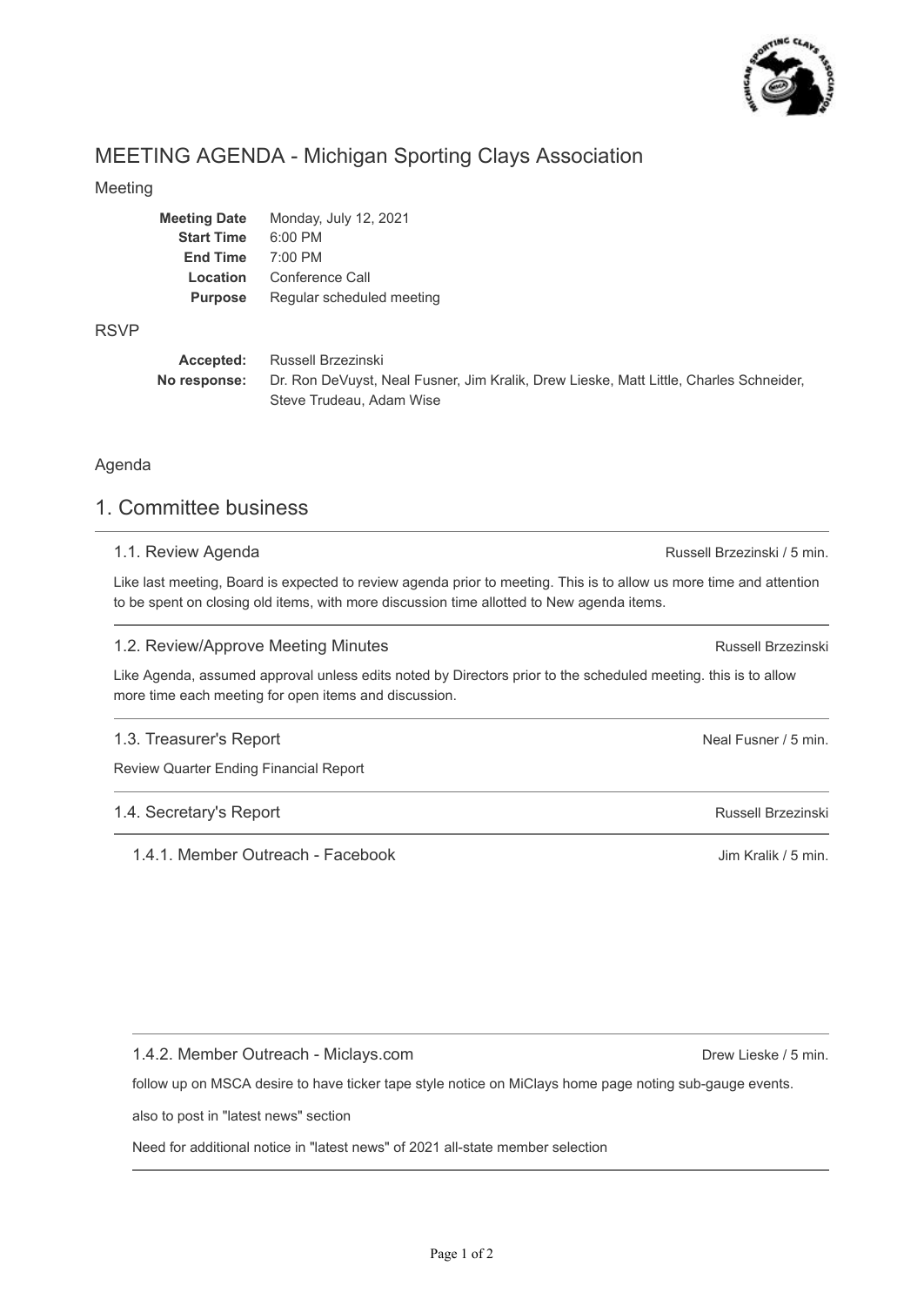# MEETING AGENDA - Michigan Sporting Clays Association

## Meeting

| | |
|---|---|
| **Meeting Date** | Monday, July 12, 2021 |
| **Start Time** | 6:00 PM |
| **End Time** | 7:00 PM |
| **Location** | Conference Call |
| **Purpose** | Regular scheduled meeting |

## RSVP

| | |
|---|---|
| **Accepted:** | Russell Brzezinski |
| **No response:** | Dr. Ron DeVuyst, Neal Fusner, Jim Kralik, Drew Lieske, Matt Little, Charles Schneider, Steve Trudeau, Adam Wise |

## Agenda

# 1. Committee business

### 1.1. Review Agenda

Russell Brzezinski / 5 min.

Like last meeting, Board is expected to review agenda prior to meeting. This is to allow us more time and attention to be spent on closing old items, with more discussion time allotted to New agenda items.

### 1.2. Review/Approve Meeting Minutes

Russell Brzezinski

Like Agenda, assumed approval unless edits noted by Directors prior to the scheduled meeting. this is to allow more time each meeting for open items and discussion.

### 1.3. Treasurer's Report

Neal Fusner / 5 min.

Review Quarter Ending Financial Report

### 1.4. Secretary's Report

Russell Brzezinski

#### 1.4.1. Member Outreach - Facebook

Jim Kralik / 5 min.

#### 1.4.2. Member Outreach - Miclays.com

Drew Lieske / 5 min.

follow up on MSCA desire to have ticker tape style notice on MiClays home page noting sub-gauge events.

also to post in "latest news" section

Need for additional notice in "latest news" of 2021 all-state member selection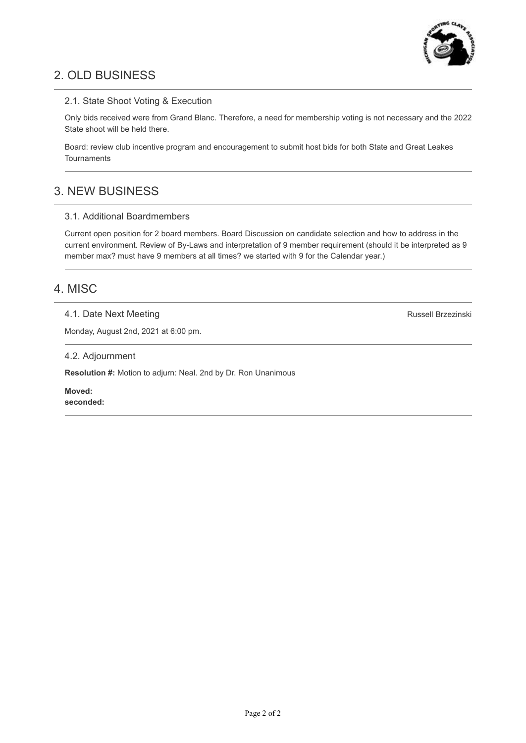## 2. OLD BUSINESS

### 2.1. State Shoot Voting & Execution

Only bids received were from Grand Blanc. Therefore, a need for membership voting is not necessary and the 2022 State shoot will be held there.

Board: review club incentive program and encouragement to submit host bids for both State and Great Leakes Tournaments

## 3. NEW BUSINESS

### 3.1. Additional Boardmembers

Current open position for 2 board members. Board Discussion on candidate selection and how to address in the current environment. Review of By-Laws and interpretation of 9 member requirement (should it be interpreted as 9 member max? must have 9 members at all times? we started with 9 for the Calendar year.)

## 4. MISC

### 4.1. Date Next Meeting

Russell Brzezinski

Monday, August 2nd, 2021 at 6:00 pm.

### 4.2. Adjournment

**Resolution #:** Motion to adjurn: Neal. 2nd by Dr. Ron Unanimous

**Moved:**
**seconded:**